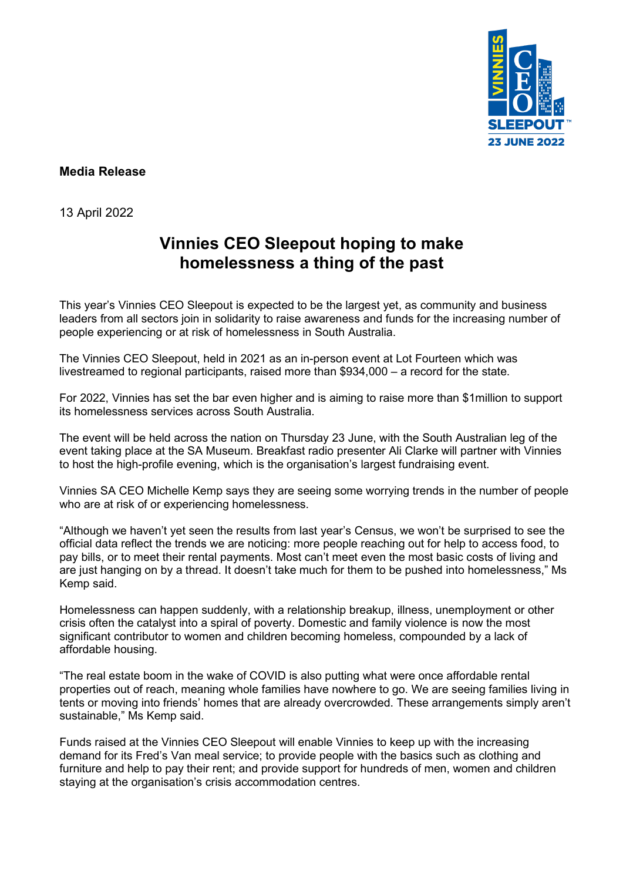VINNIES CEO SLEEPOUT™ 23 JUNE 2022

**Media Release**

13 April 2022

# Vinnies CEO Sleepout hoping to make homelessness a thing of the past

This year's Vinnies CEO Sleepout is expected to be the largest yet, as community and business leaders from all sectors join in solidarity to raise awareness and funds for the increasing number of people experiencing or at risk of homelessness in South Australia.

The Vinnies CEO Sleepout, held in 2021 as an in-person event at Lot Fourteen which was livestreamed to regional participants, raised more than $934,000 – a record for the state.

For 2022, Vinnies has set the bar even higher and is aiming to raise more than $1million to support its homelessness services across South Australia.

The event will be held across the nation on Thursday 23 June, with the South Australian leg of the event taking place at the SA Museum. Breakfast radio presenter Ali Clarke will partner with Vinnies to host the high-profile evening, which is the organisation's largest fundraising event.

Vinnies SA CEO Michelle Kemp says they are seeing some worrying trends in the number of people who are at risk of or experiencing homelessness.

"Although we haven't yet seen the results from last year's Census, we won't be surprised to see the official data reflect the trends we are noticing: more people reaching out for help to access food, to pay bills, or to meet their rental payments. Most can't meet even the most basic costs of living and are just hanging on by a thread. It doesn't take much for them to be pushed into homelessness," Ms Kemp said.

Homelessness can happen suddenly, with a relationship breakup, illness, unemployment or other crisis often the catalyst into a spiral of poverty. Domestic and family violence is now the most significant contributor to women and children becoming homeless, compounded by a lack of affordable housing.

"The real estate boom in the wake of COVID is also putting what were once affordable rental properties out of reach, meaning whole families have nowhere to go. We are seeing families living in tents or moving into friends' homes that are already overcrowded. These arrangements simply aren't sustainable," Ms Kemp said.

Funds raised at the Vinnies CEO Sleepout will enable Vinnies to keep up with the increasing demand for its Fred's Van meal service; to provide people with the basics such as clothing and furniture and help to pay their rent; and provide support for hundreds of men, women and children staying at the organisation's crisis accommodation centres.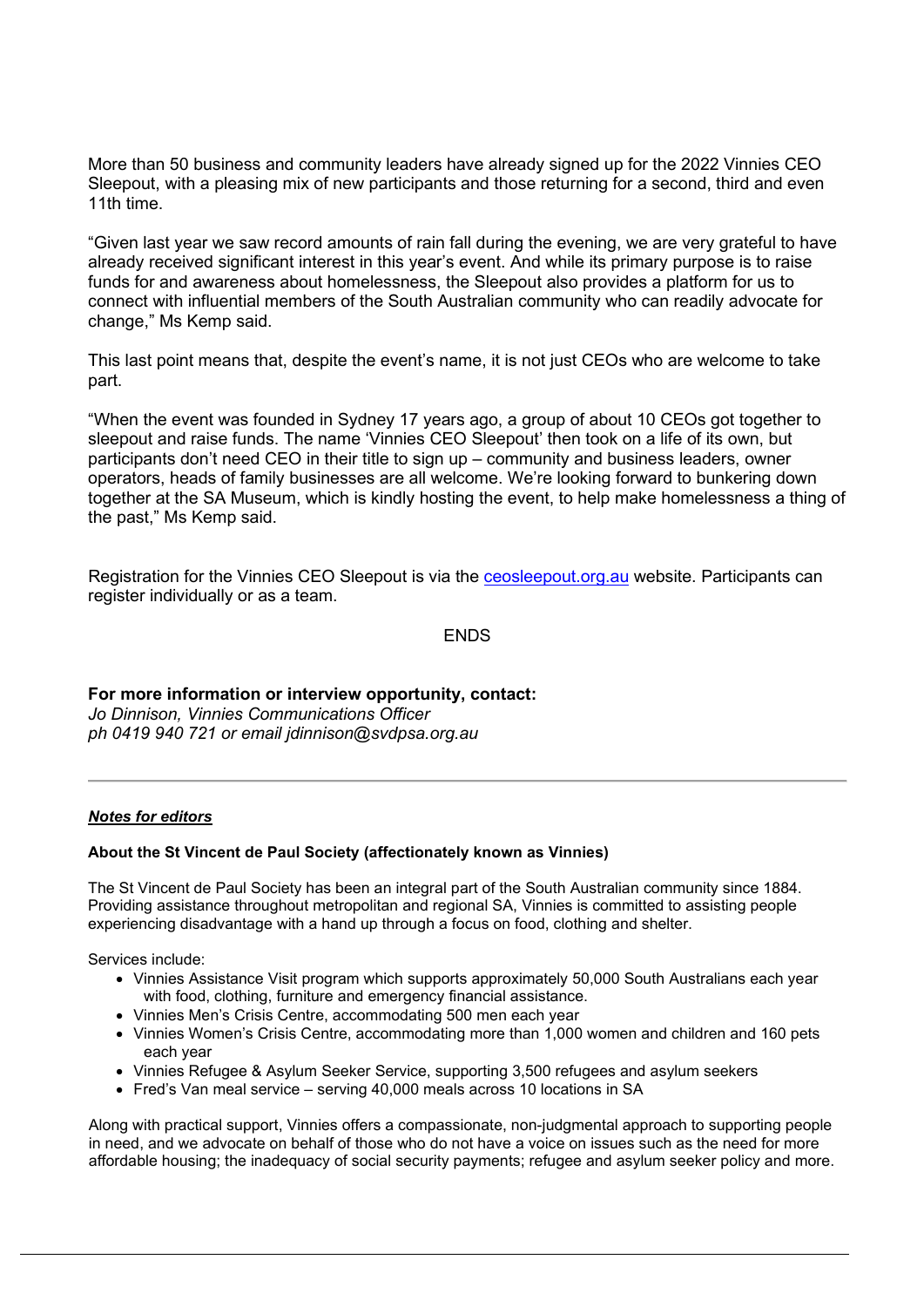More than 50 business and community leaders have already signed up for the 2022 Vinnies CEO Sleepout, with a pleasing mix of new participants and those returning for a second, third and even 11th time.

"Given last year we saw record amounts of rain fall during the evening, we are very grateful to have already received significant interest in this year's event. And while its primary purpose is to raise funds for and awareness about homelessness, the Sleepout also provides a platform for us to connect with influential members of the South Australian community who can readily advocate for change," Ms Kemp said.

This last point means that, despite the event's name, it is not just CEOs who are welcome to take part.

"When the event was founded in Sydney 17 years ago, a group of about 10 CEOs got together to sleepout and raise funds. The name 'Vinnies CEO Sleepout' then took on a life of its own, but participants don't need CEO in their title to sign up – community and business leaders, owner operators, heads of family businesses are all welcome. We're looking forward to bunkering down together at the SA Museum, which is kindly hosting the event, to help make homelessness a thing of the past," Ms Kemp said.

Registration for the Vinnies CEO Sleepout is via the [ceosleepout.org.au](http://ceosleepout.org.au) website. Participants can register individually or as a team.

ENDS

**For more information or interview opportunity, contact:**
*Jo Dinnison, Vinnies Communications Officer*
*ph 0419 940 721 or email jdinnison@svdpsa.org.au*

---

***Notes for editors***

**About the St Vincent de Paul Society (affectionately known as Vinnies)**

The St Vincent de Paul Society has been an integral part of the South Australian community since 1884. Providing assistance throughout metropolitan and regional SA, Vinnies is committed to assisting people experiencing disadvantage with a hand up through a focus on food, clothing and shelter.

Services include:

- Vinnies Assistance Visit program which supports approximately 50,000 South Australians each year with food, clothing, furniture and emergency financial assistance.
- Vinnies Men's Crisis Centre, accommodating 500 men each year
- Vinnies Women's Crisis Centre, accommodating more than 1,000 women and children and 160 pets each year
- Vinnies Refugee & Asylum Seeker Service, supporting 3,500 refugees and asylum seekers
- Fred's Van meal service – serving 40,000 meals across 10 locations in SA

Along with practical support, Vinnies offers a compassionate, non-judgmental approach to supporting people in need, and we advocate on behalf of those who do not have a voice on issues such as the need for more affordable housing; the inadequacy of social security payments; refugee and asylum seeker policy and more.